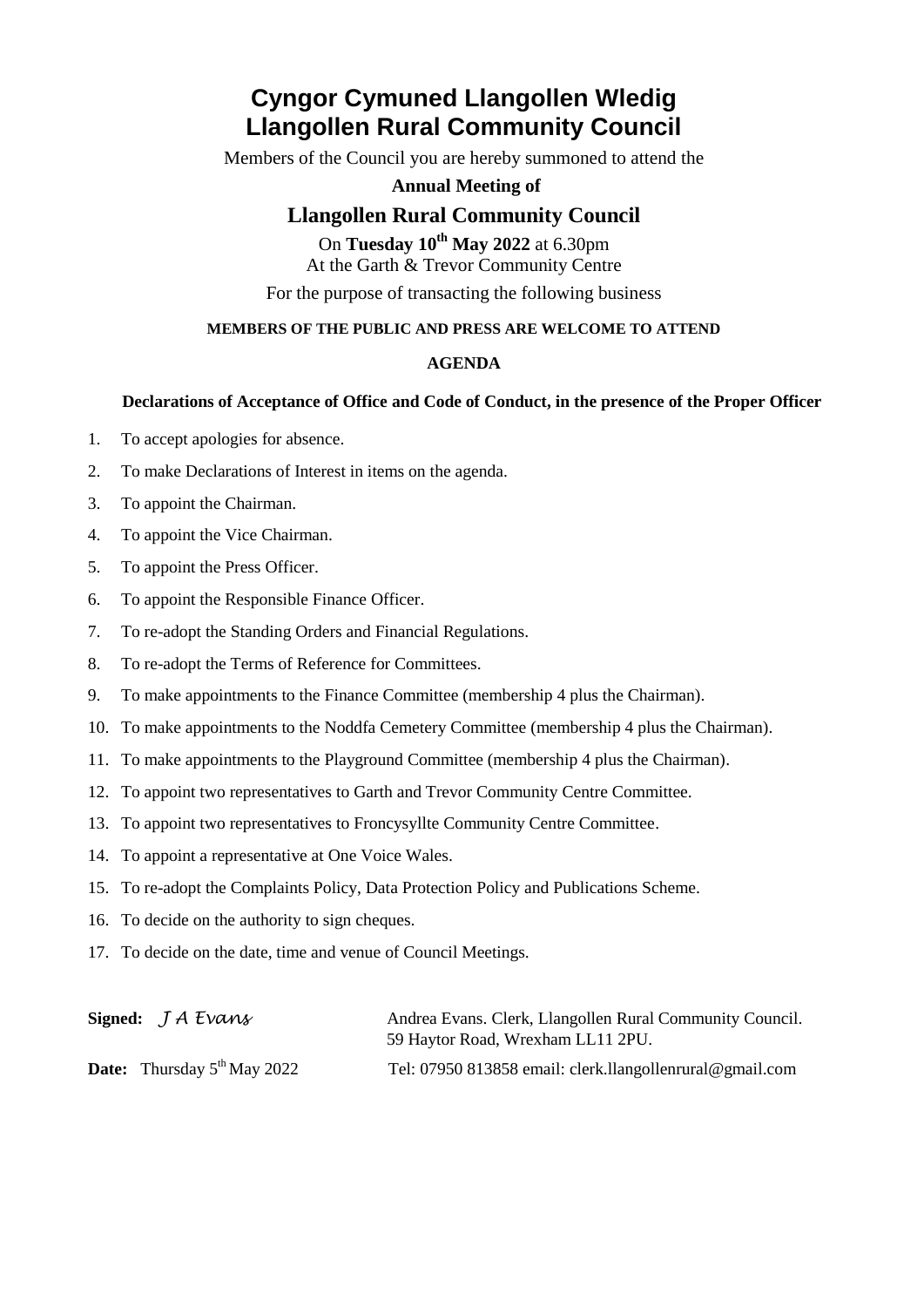# Cyngor Cymuned Llangollen Wledig
# Llangollen Rural Community Council

Members of the Council you are hereby summoned to attend the

**Annual Meeting of**

## Llangollen Rural Community Council

On **Tuesday 10th May 2022** at 6.30pm
At the Garth & Trevor Community Centre

For the purpose of transacting the following business

**MEMBERS OF THE PUBLIC AND PRESS ARE WELCOME TO ATTEND**

**AGENDA**

**Declarations of Acceptance of Office and Code of Conduct, in the presence of the Proper Officer**

1. To accept apologies for absence.
2. To make Declarations of Interest in items on the agenda.
3. To appoint the Chairman.
4. To appoint the Vice Chairman.
5. To appoint the Press Officer.
6. To appoint the Responsible Finance Officer.
7. To re-adopt the Standing Orders and Financial Regulations.
8. To re-adopt the Terms of Reference for Committees.
9. To make appointments to the Finance Committee (membership 4 plus the Chairman).
10. To make appointments to the Noddfa Cemetery Committee (membership 4 plus the Chairman).
11. To make appointments to the Playground Committee (membership 4 plus the Chairman).
12. To appoint two representatives to Garth and Trevor Community Centre Committee.
13. To appoint two representatives to Froncysyllte Community Centre Committee.
14. To appoint a representative at One Voice Wales.
15. To re-adopt the Complaints Policy, Data Protection Policy and Publications Scheme.
16. To decide on the authority to sign cheques.
17. To decide on the date, time and venue of Council Meetings.

**Signed:** *J A Evans*

Andrea Evans. Clerk, Llangollen Rural Community Council.
59 Haytor Road, Wrexham LL11 2PU.

**Date:** Thursday 5th May 2022

Tel: 07950 813858 email: clerk.llangollenrural@gmail.com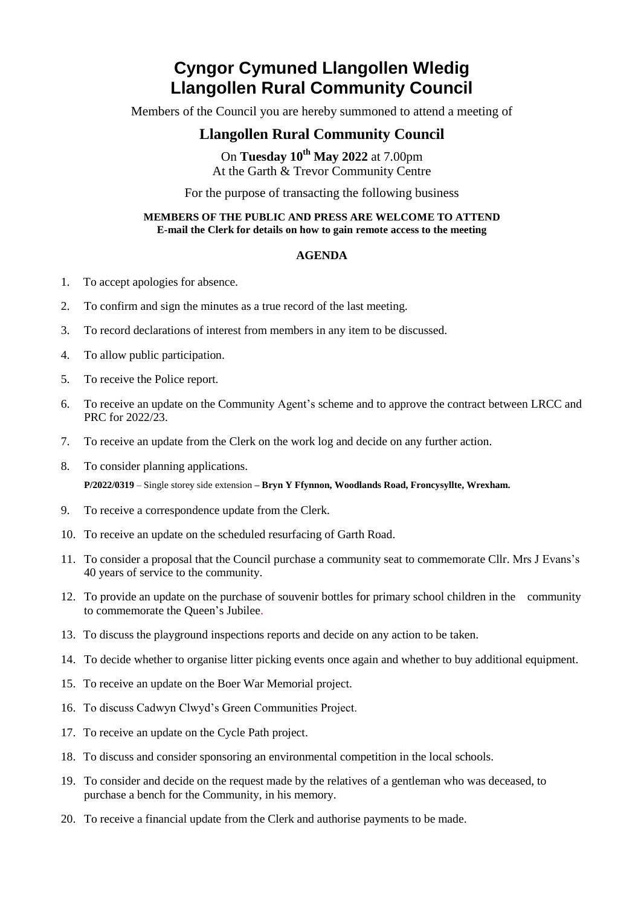# Cyngor Cymuned Llangollen Wledig
# Llangollen Rural Community Council

Members of the Council you are hereby summoned to attend a meeting of

## Llangollen Rural Community Council

On **Tuesday 10th May 2022** at 7.00pm
At the Garth & Trevor Community Centre

For the purpose of transacting the following business

**MEMBERS OF THE PUBLIC AND PRESS ARE WELCOME TO ATTEND**
**E-mail the Clerk for details on how to gain remote access to the meeting**

**AGENDA**

1. To accept apologies for absence.
2. To confirm and sign the minutes as a true record of the last meeting.
3. To record declarations of interest from members in any item to be discussed.
4. To allow public participation.
5. To receive the Police report.
6. To receive an update on the Community Agent's scheme and to approve the contract between LRCC and PRC for 2022/23.
7. To receive an update from the Clerk on the work log and decide on any further action.
8. To consider planning applications.

   **P/2022/0319** – Single storey side extension **– Bryn Y Ffynnon, Woodlands Road, Froncysyllte, Wrexham.**
9. To receive a correspondence update from the Clerk.
10. To receive an update on the scheduled resurfacing of Garth Road.
11. To consider a proposal that the Council purchase a community seat to commemorate Cllr. Mrs J Evans's 40 years of service to the community.
12. To provide an update on the purchase of souvenir bottles for primary school children in the community to commemorate the Queen's Jubilee.
13. To discuss the playground inspections reports and decide on any action to be taken.
14. To decide whether to organise litter picking events once again and whether to buy additional equipment.
15. To receive an update on the Boer War Memorial project.
16. To discuss Cadwyn Clwyd's Green Communities Project.
17. To receive an update on the Cycle Path project.
18. To discuss and consider sponsoring an environmental competition in the local schools.
19. To consider and decide on the request made by the relatives of a gentleman who was deceased, to purchase a bench for the Community, in his memory.
20. To receive a financial update from the Clerk and authorise payments to be made.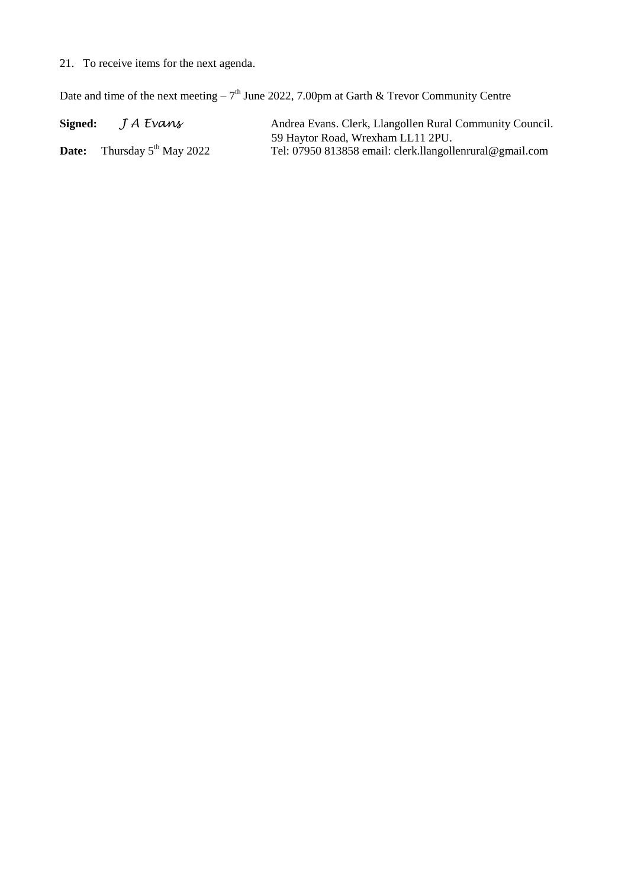21. To receive items for the next agenda.

Date and time of the next meeting – 7th June 2022, 7.00pm at Garth & Trevor Community Centre

**Signed:** *J A Evans*

Andrea Evans. Clerk, Llangollen Rural Community Council.
59 Haytor Road, Wrexham LL11 2PU.
Tel: 07950 813858 email: clerk.llangollenrural@gmail.com

**Date:** Thursday 5th May 2022